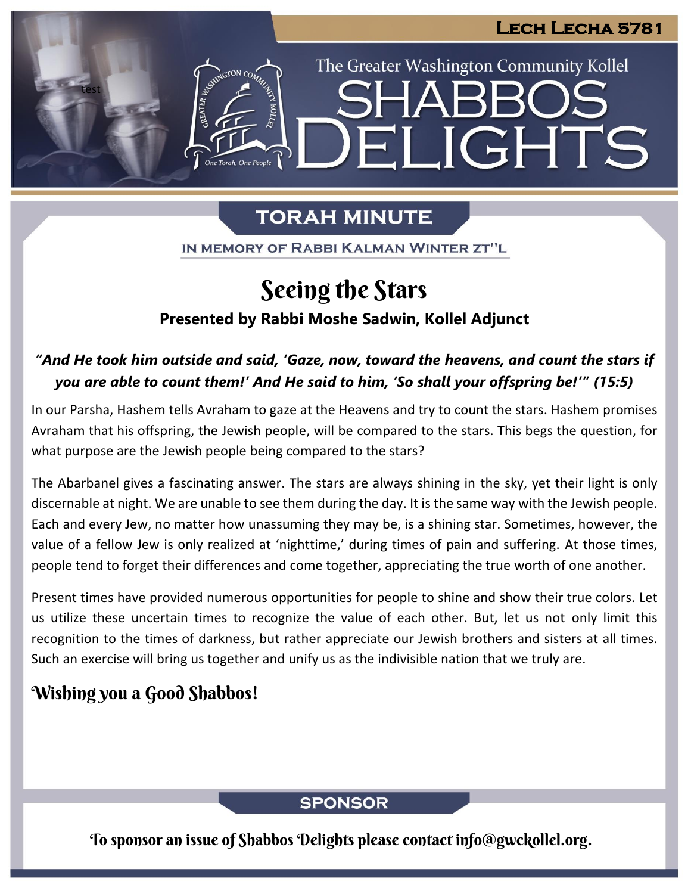**Lech Lecha 5781**

The Greater Washington Community Kollel

# Shabbos Delights

## TORAH MINUTE

IN MEMORY OF RABBI KALMAN WINTER ZT"L

# Seeing the Stars

**Presented by Rabbi Moshe Sadwin, Kollel Adjunct**

***"And He took him outside and said, 'Gaze, now, toward the heavens, and count the stars if you are able to count them!' And He said to him, 'So shall your offspring be!'" (15:5)***

In our Parsha, Hashem tells Avraham to gaze at the Heavens and try to count the stars. Hashem promises Avraham that his offspring, the Jewish people, will be compared to the stars. This begs the question, for what purpose are the Jewish people being compared to the stars?

The Abarbanel gives a fascinating answer. The stars are always shining in the sky, yet their light is only discernable at night. We are unable to see them during the day. It is the same way with the Jewish people. Each and every Jew, no matter how unassuming they may be, is a shining star. Sometimes, however, the value of a fellow Jew is only realized at 'nighttime,' during times of pain and suffering. At those times, people tend to forget their differences and come together, appreciating the true worth of one another.

Present times have provided numerous opportunities for people to shine and show their true colors. Let us utilize these uncertain times to recognize the value of each other. But, let us not only limit this recognition to the times of darkness, but rather appreciate our Jewish brothers and sisters at all times. Such an exercise will bring us together and unify us as the indivisible nation that we truly are.

**Wishing you a Good Shabbos!**

## SPONSOR

To sponsor an issue of Shabbos Delights please contact info@gwckollel.org.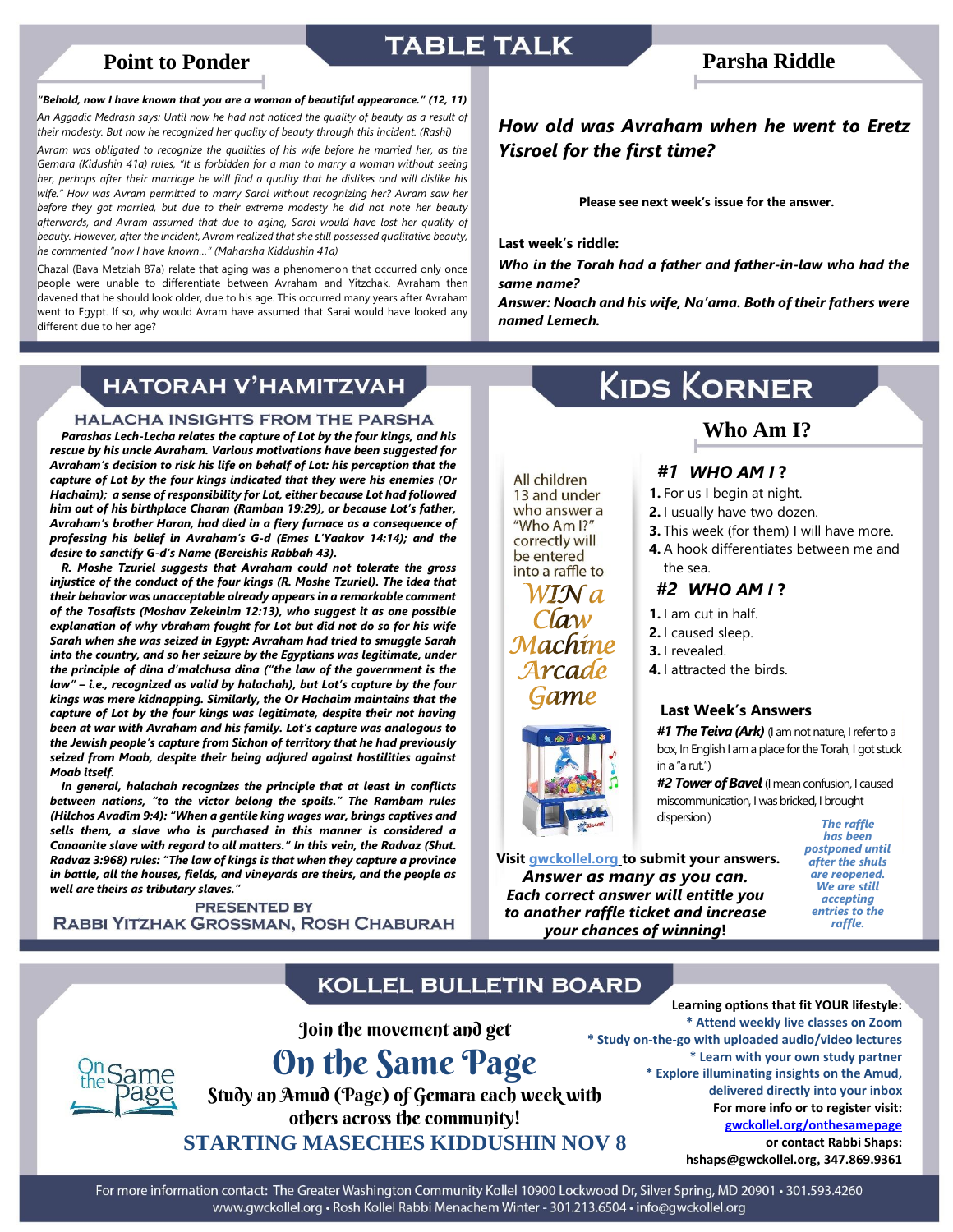# TABLE TALK

## Point to Ponder

***"Behold, now I have known that you are a woman of beautiful appearance." (12, 11)***

*An Aggadic Medrash says: Until now he had not noticed the quality of beauty as a result of their modesty. But now he recognized her quality of beauty through this incident. (Rashi)*

*Avram was obligated to recognize the qualities of his wife before he married her, as the Gemara (Kidushin 41a) rules, "It is forbidden for a man to marry a woman without seeing her, perhaps after their marriage he will find a quality that he dislikes and will dislike his wife." How was Avram permitted to marry Sarai without recognizing her? Avram saw her before they got married, but due to their extreme modesty he did not note her beauty afterwards, and Avram assumed that due to aging, Sarai would have lost her quality of beauty. However, after the incident, Avram realized that she still possessed qualitative beauty, he commented "now I have known…" (Maharsha Kiddushin 41a)*

Chazal (Bava Metziah 87a) relate that aging was a phenomenon that occurred only once people were unable to differentiate between Avraham and Yitzchak. Avraham then davened that he should look older, due to his age. This occurred many years after Avraham went to Egypt. If so, why would Avram have assumed that Sarai would have looked any different due to her age?

## Parsha Riddle

***How old was Avraham when he went to Eretz Yisroel for the first time?***

**Please see next week's issue for the answer.**

**Last week's riddle:**

***Who in the Torah had a father and father-in-law who had the same name?***

***Answer: Noach and his wife, Na'ama. Both of their fathers were named Lemech.***

# HATORAH V'HAMITZVAH

## HALACHA INSIGHTS FROM THE PARSHA

***Parashas Lech-Lecha relates the capture of Lot by the four kings, and his rescue by his uncle Avraham. Various motivations have been suggested for Avraham's decision to risk his life on behalf of Lot: his perception that the capture of Lot by the four kings indicated that they were his enemies (Or Hachaim); a sense of responsibility for Lot, either because Lot had followed him out of his birthplace Charan (Ramban 19:29), or because Lot's father, Avraham's brother Haran, had died in a fiery furnace as a consequence of professing his belief in Avraham's G-d (Emes L'Yaakov 14:14); and the desire to sanctify G-d's Name (Bereishis Rabbah 43).***

***R. Moshe Tzuriel suggests that Avraham could not tolerate the gross injustice of the conduct of the four kings (R. Moshe Tzuriel). The idea that their behavior was unacceptable already appears in a remarkable comment of the Tosafists (Moshav Zekeinim 12:13), who suggest it as one possible explanation of why vbraham fought for Lot but did not do so for his wife Sarah when she was seized in Egypt: Avraham had tried to smuggle Sarah into the country, and so her seizure by the Egyptians was legitimate, under the principle of dina d'malchusa dina ("the law of the government is the law" – i.e., recognized as valid by halachah), but Lot's capture by the four kings was mere kidnapping. Similarly, the Or Hachaim maintains that the capture of Lot by the four kings was legitimate, despite their not having been at war with Avraham and his family. Lot's capture was analogous to the Jewish people's capture from Sichon of territory that he had previously seized from Moab, despite their being adjured against hostilities against Moab itself.***

***In general, halachah recognizes the principle that at least in conflicts between nations, "to the victor belong the spoils." The Rambam rules (Hilchos Avadim 9:4): "When a gentile king wages war, brings captives and sells them, a slave who is purchased in this manner is considered a Canaanite slave with regard to all matters." In this vein, the Radvaz (Shut. Radvaz 3:968) rules: "The law of kings is that when they capture a province in battle, all the houses, fields, and vineyards are theirs, and the people as well are theirs as tributary slaves."***

PRESENTED BY
RABBI YITZHAK GROSSMAN, ROSH CHABURAH

# KIDS KORNER

## Who Am I?

All children 13 and under who answer a "Who Am I?" correctly will be entered into a raffle to WIN a Claw Machine Arcade Game

### #1 WHO AM I ?

1. For us I begin at night.
2. I usually have two dozen.
3. This week (for them) I will have more.
4. A hook differentiates between me and the sea.

### #2 WHO AM I ?

1. I am cut in half.
2. I caused sleep.
3. I revealed.
4. I attracted the birds.

### Last Week's Answers

***#1 The Teiva (Ark)*** (I am not nature, I refer to a box, In English I am a place for the Torah, I got stuck in a "a rut.")

***#2 Tower of Bavel*** (I mean confusion, I caused miscommunication, I was bricked, I brought dispersion.)

*The raffle has been postponed until after the shuls are reopened. We are still accepting entries to the raffle.*

**Visit gwckollel.org to submit your answers.**
***Answer as many as you can. Each correct answer will entitle you to another raffle ticket and increase your chances of winning!***

# KOLLEL BULLETIN BOARD

Join the movement and get

**On the Same Page**

Study an Amud (Page) of Gemara each week with others across the community!

**STARTING MASECHES KIDDUSHIN NOV 8**

**Learning options that fit YOUR lifestyle:**

- **Attend weekly live classes on Zoom**
- **Study on-the-go with uploaded audio/video lectures**
- **Learn with your own study partner**
- **Explore illuminating insights on the Amud, delivered directly into your inbox**

**For more info or to register visit: gwckollel.org/onthesamepage**
**or contact Rabbi Shaps: hshaps@gwckollel.org, 347.869.9361**

For more information contact: The Greater Washington Community Kollel 10900 Lockwood Dr, Silver Spring, MD 20901 • 301.593.4260
www.gwckollel.org • Rosh Kollel Rabbi Menachem Winter - 301.213.6504 • info@gwckollel.org